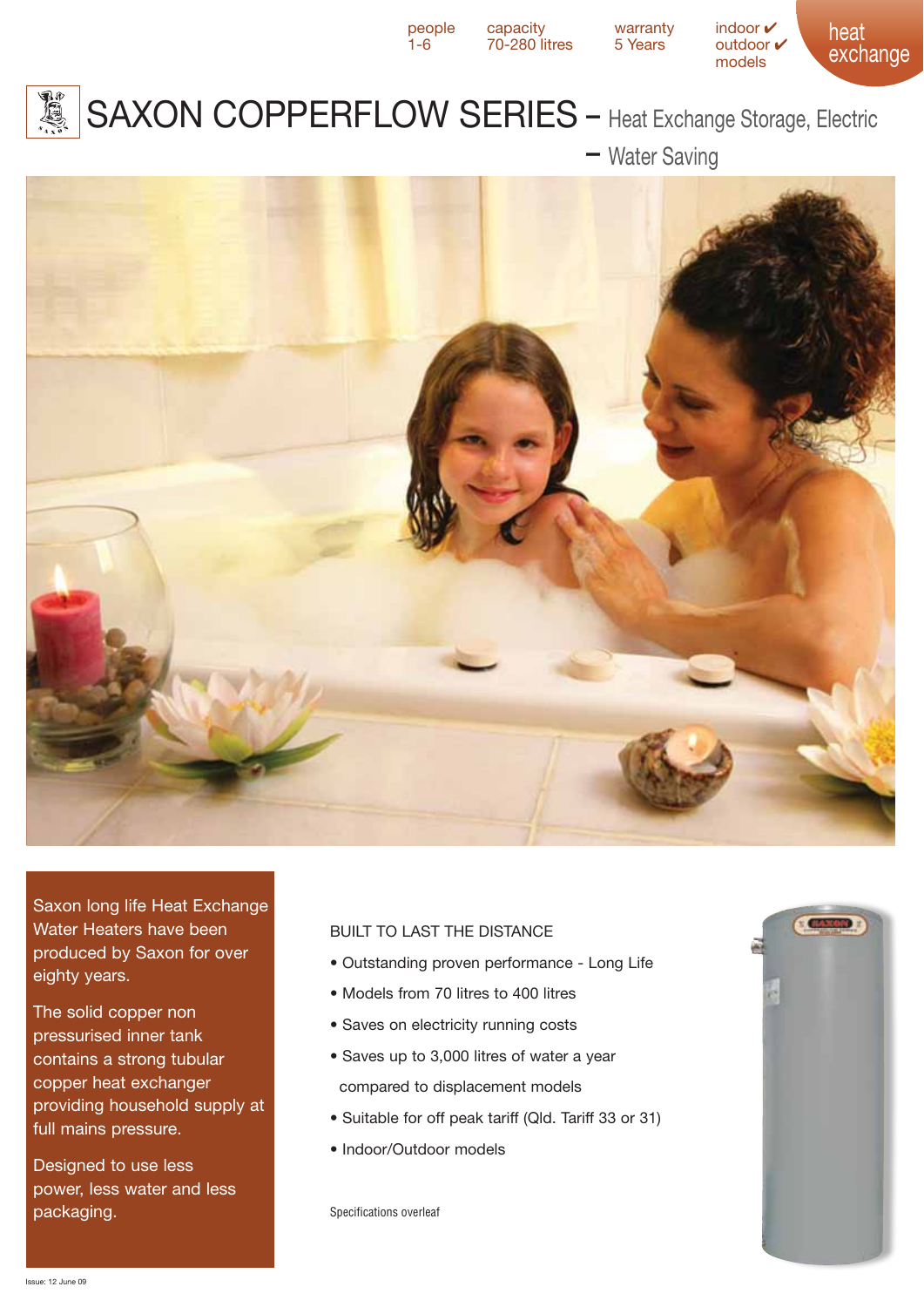people 1-6 | capacity 70-280 litres | warranty 5 Years | indoor ✔ outdoor ✔ models

heat exchange

# SAXON COPPERFLOW SERIES – Heat Exchange Storage, Electric – Water Saving

Saxon long life Heat Exchange Water Heaters have been produced by Saxon for over eighty years.

The solid copper non pressurised inner tank contains a strong tubular copper heat exchanger providing household supply at full mains pressure.

Designed to use less power, less water and less packaging.

## BUILT TO LAST THE DISTANCE

- Outstanding proven performance - Long Life
- Models from 70 litres to 400 litres
- Saves on electricity running costs
- Saves up to 3,000 litres of water a year compared to displacement models
- Suitable for off peak tariff (Qld. Tariff 33 or 31)
- Indoor/Outdoor models

Specifications overleaf

Issue: 12 June 09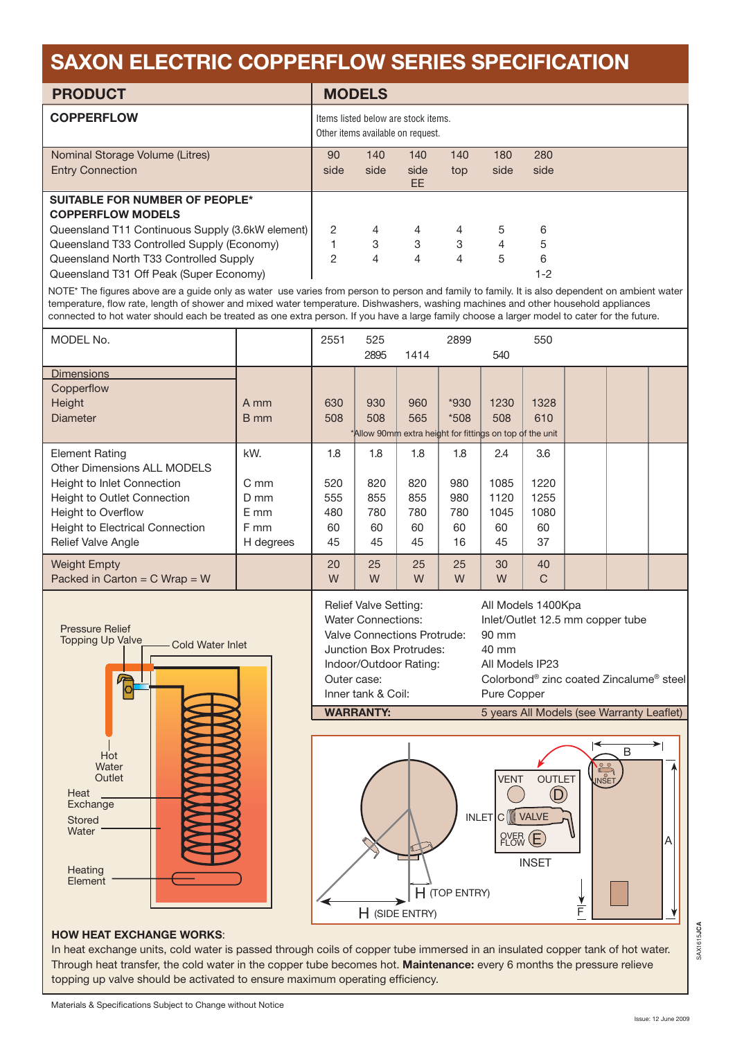# SAXON ELECTRIC COPPERFLOW SERIES SPECIFICATION

| PRODUCT | | MODELS | | | | | |
|---|---|---|---|---|---|---|---|
| **COPPERFLOW** | | Items listed below are stock items. Other items available on request. | | | | | |
| Nominal Storage Volume (Litres) | | 90 | 140 | 140 | 140 | 180 | 280 |
| Entry Connection | | side | side | side EE | top | side | side |
| **SUITABLE FOR NUMBER OF PEOPLE* COPPERFLOW MODELS** | | | | | | | |
| Queensland T11 Continuous Supply (3.6kW element) | | 2 | 4 | 4 | 4 | 5 | 6 |
| Queensland T33 Controlled Supply (Economy) | | 1 | 3 | 3 | 3 | 4 | 5 |
| Queensland North T33 Controlled Supply | | 2 | 4 | 4 | 4 | 5 | 6 |
| Queensland T31 Off Peak (Super Economy) | | | | | | | 1-2 |

NOTE* The figures above are a guide only as water use varies from person to person and family to family. It is also dependent on ambient water temperature, flow rate, length of shower and mixed water temperature. Dishwashers, washing machines and other household appliances connected to hot water should each be treated as one extra person. If you have a large family choose a larger model to cater for the future.

| MODEL No. | | 2551 | 525 2895 | 1414 | 2899 | 540 | 550 |
|---|---|---|---|---|---|---|---|
| Dimensions | | | | | | | |
| Copperflow | | | | | | | |
| Height | A mm | 630 | 930 | 960 | *930 | 1230 | 1328 |
| Diameter | B mm | 508 | 508 | 565 | *508 | 508 | 610 |
| | | *Allow 90mm extra height for fittings on top of the unit | | | | | |
| Element Rating | kW. | 1.8 | 1.8 | 1.8 | 1.8 | 2.4 | 3.6 |
| Other Dimensions ALL MODELS | | | | | | | |
| Height to Inlet Connection | C mm | 520 | 820 | 820 | 980 | 1085 | 1220 |
| Height to Outlet Connection | D mm | 555 | 855 | 855 | 980 | 1120 | 1255 |
| Height to Overflow | E mm | 480 | 780 | 780 | 780 | 1045 | 1080 |
| Height to Electrical Connection | F mm | 60 | 60 | 60 | 60 | 60 | 60 |
| Relief Valve Angle | H degrees | 45 | 45 | 45 | 16 | 45 | 37 |
| Weight Empty | | 20 | 25 | 25 | 25 | 30 | 40 |
| Packed in Carton = C Wrap = W | | W | W | W | W | W | C |

Pressure Relief Topping Up Valve

Cold Water Inlet

Hot Water Outlet

Heat Exchange

Stored Water

Heating Element

| | |
|---|---|
| Relief Valve Setting: | All Models 1400Kpa |
| Water Connections: | Inlet/Outlet 12.5 mm copper tube |
| Valve Connections Protrude: | 90 mm |
| Junction Box Protrudes: | 40 mm |
| Indoor/Outdoor Rating: | All Models IP23 |
| Outer case: | Colorbond® zinc coated Zincalume® steel |
| Inner tank & Coil: | Pure Copper |
| **WARRANTY:** | 5 years All Models (see Warranty Leaflet) |

VENT OUTLET D
INLET C VALVE
OVER FLOW E
INSET
H (TOP ENTRY)
H (SIDE ENTRY)
B
A
F
INSET

**HOW HEAT EXCHANGE WORKS**:
In heat exchange units, cold water is passed through coils of copper tube immersed in an insulated copper tank of hot water. Through heat transfer, the cold water in the copper tube becomes hot. **Maintenance:** every 6 months the pressure relieve topping up valve should be activated to ensure maximum operating efficiency.

Materials & Specifications Subject to Change without Notice

SAX615JCA

Issue: 12 June 2009